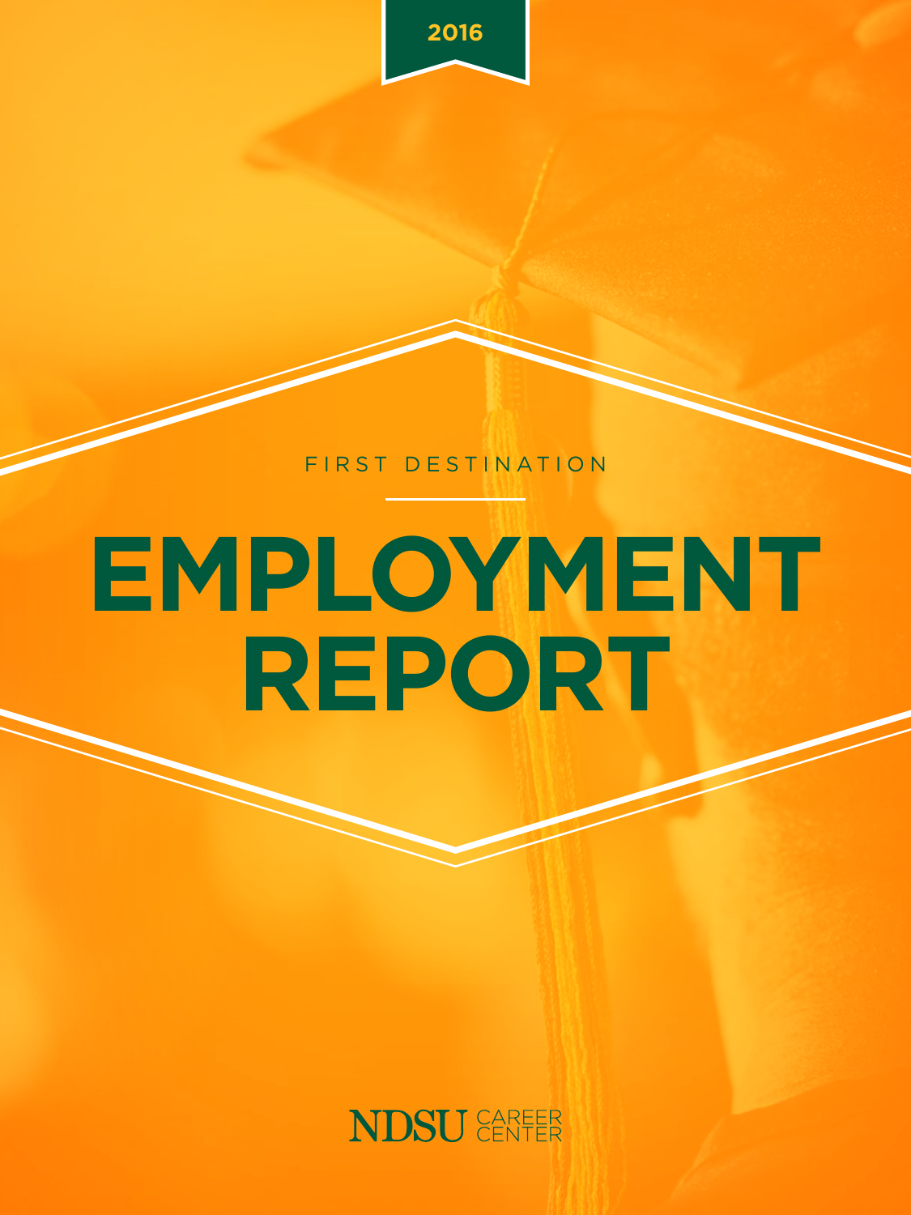2016

FIRST DESTINATION

# EMPLOYMENT REPORT

NDSU CAREER CENTER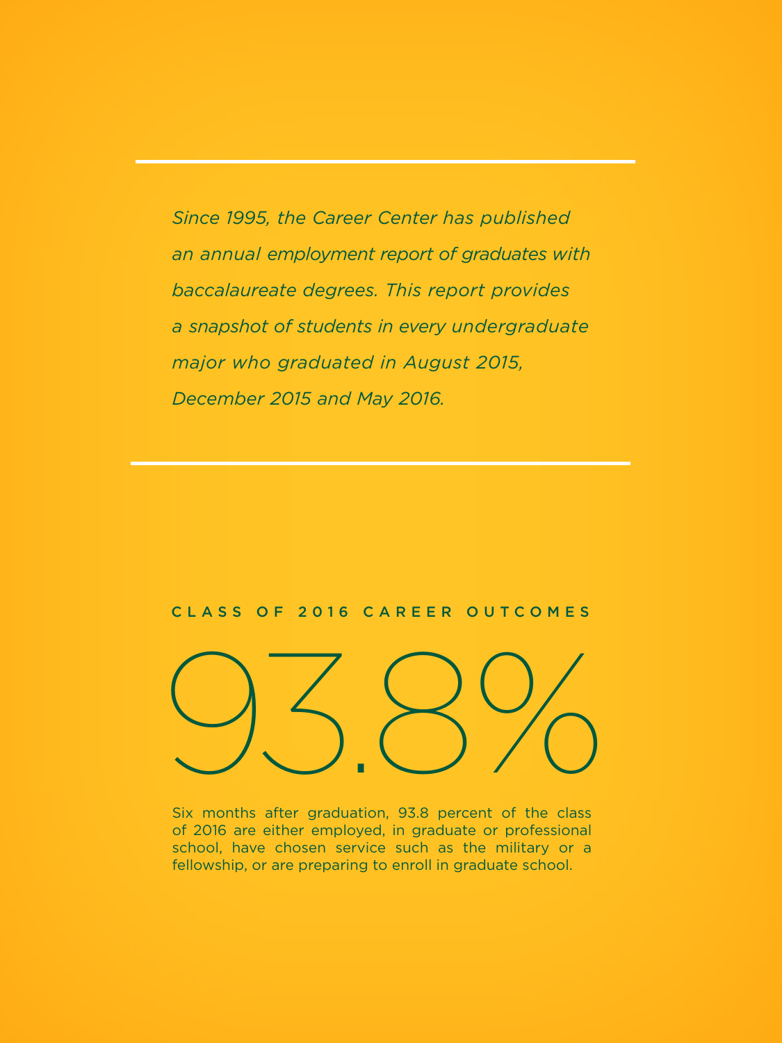*Since 1995, the Career Center has published an annual employment report of graduates with baccalaureate degrees. This report provides a snapshot of students in every undergraduate major who graduated in August 2015, December 2015 and May 2016.*

## CLASS OF 2016 CAREER OUTCOMES

# 93.8%

Six months after graduation, 93.8 percent of the class of 2016 are either employed, in graduate or professional school, have chosen service such as the military or a fellowship, or are preparing to enroll in graduate school.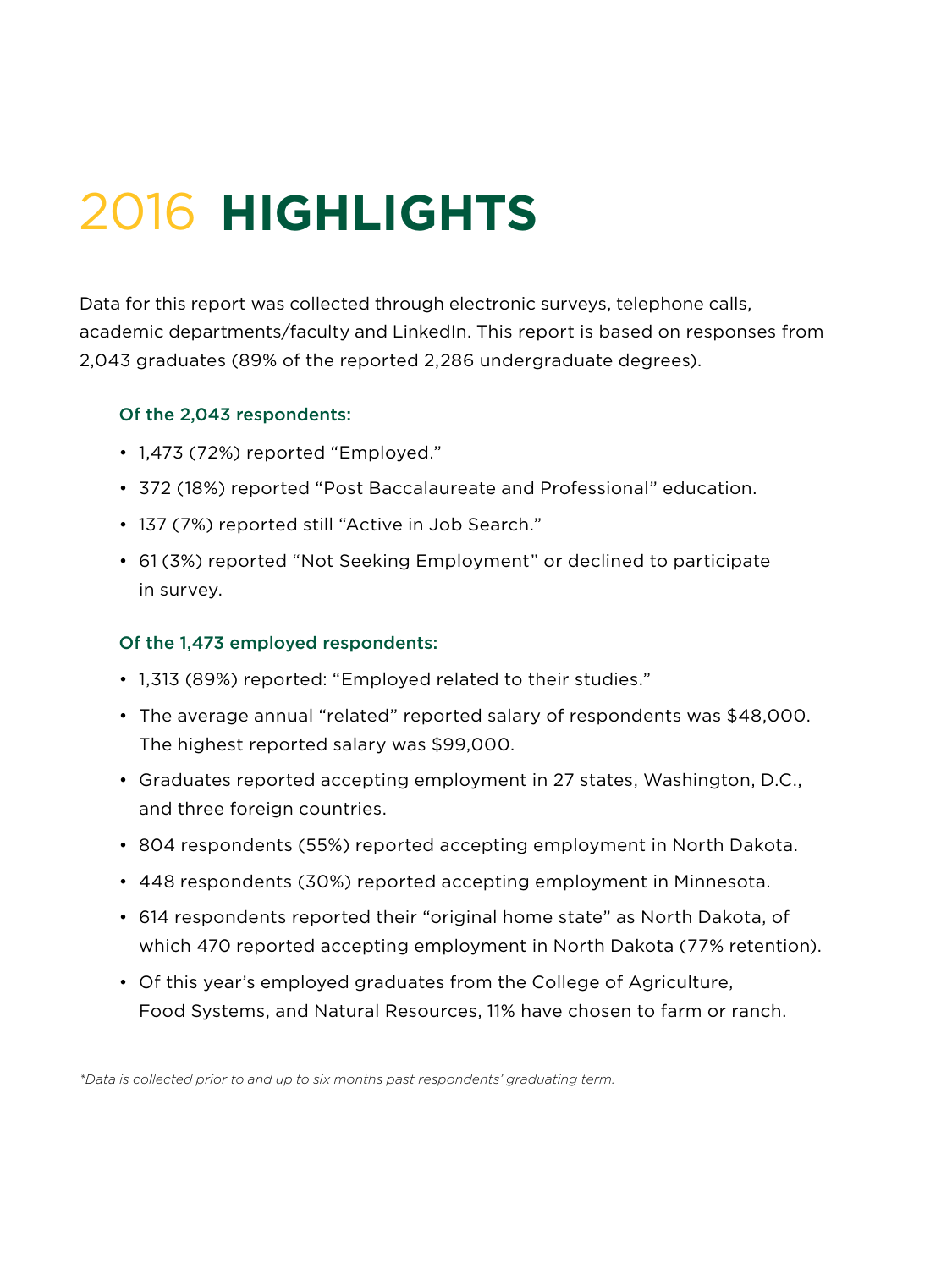# 2016 HIGHLIGHTS

Data for this report was collected through electronic surveys, telephone calls, academic departments/faculty and LinkedIn. This report is based on responses from 2,043 graduates (89% of the reported 2,286 undergraduate degrees).

### Of the 2,043 respondents:

- 1,473 (72%) reported “Employed.”
- 372 (18%) reported “Post Baccalaureate and Professional” education.
- 137 (7%) reported still “Active in Job Search.”
- 61 (3%) reported “Not Seeking Employment” or declined to participate in survey.

### Of the 1,473 employed respondents:

- 1,313 (89%) reported: “Employed related to their studies.”
- The average annual “related” reported salary of respondents was $48,000. The highest reported salary was $99,000.
- Graduates reported accepting employment in 27 states, Washington, D.C., and three foreign countries.
- 804 respondents (55%) reported accepting employment in North Dakota.
- 448 respondents (30%) reported accepting employment in Minnesota.
- 614 respondents reported their “original home state” as North Dakota, of which 470 reported accepting employment in North Dakota (77% retention).
- Of this year’s employed graduates from the College of Agriculture, Food Systems, and Natural Resources, 11% have chosen to farm or ranch.

*\*Data is collected prior to and up to six months past respondents’ graduating term.*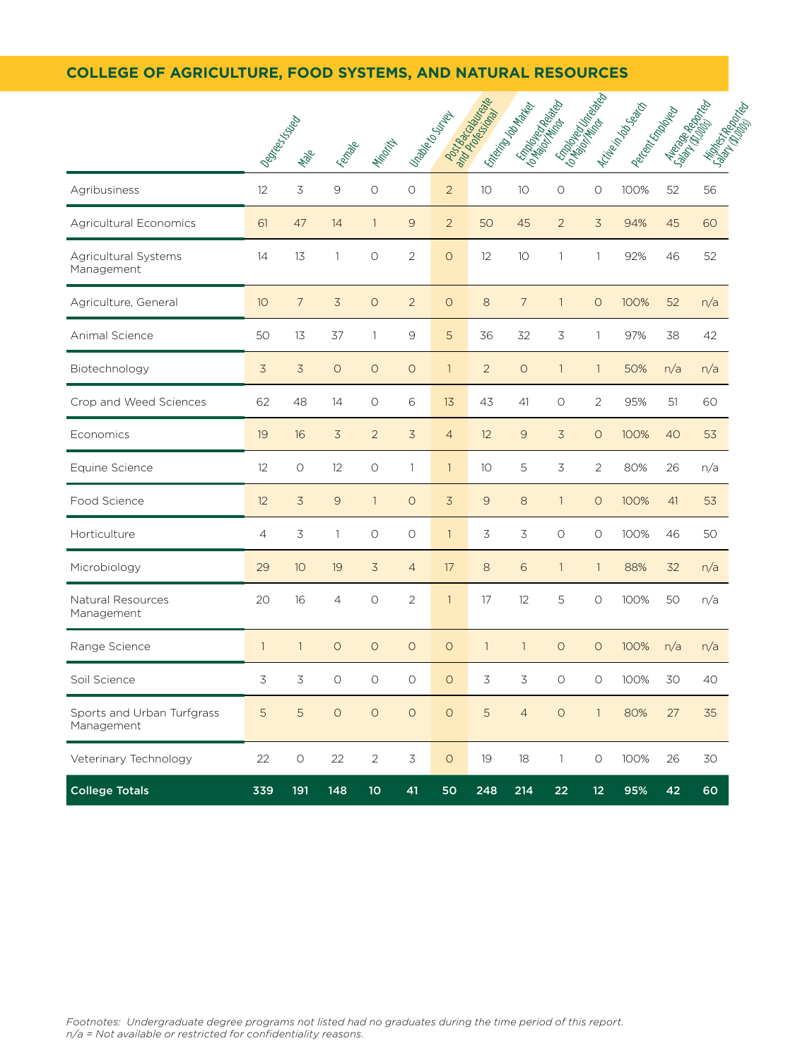## COLLEGE OF AGRICULTURE, FOOD SYSTEMS, AND NATURAL RESOURCES

| | Degrees Issued | Male | Female | Minority | Unable to Survey | Post Baccalaureate and Professional | Entering Job Market | Employed Related to Major/Minor | Employed Unrelated to Major/Minor | Active in Job Search | Percent Employed | Average Reported Salary ($1,000s) | Highest Reported Salary ($1,000s) |
|---|---|---|---|---|---|---|---|---|---|---|---|---|---|
| Agribusiness | 12 | 3 | 9 | 0 | 0 | 2 | 10 | 10 | 0 | 0 | 100% | 52 | 56 |
| Agricultural Economics | 61 | 47 | 14 | 1 | 9 | 2 | 50 | 45 | 2 | 3 | 94% | 45 | 60 |
| Agricultural Systems Management | 14 | 13 | 1 | 0 | 2 | 0 | 12 | 10 | 1 | 1 | 92% | 46 | 52 |
| Agriculture, General | 10 | 7 | 3 | 0 | 2 | 0 | 8 | 7 | 1 | 0 | 100% | 52 | n/a |
| Animal Science | 50 | 13 | 37 | 1 | 9 | 5 | 36 | 32 | 3 | 1 | 97% | 38 | 42 |
| Biotechnology | 3 | 3 | 0 | 0 | 0 | 1 | 2 | 0 | 1 | 1 | 50% | n/a | n/a |
| Crop and Weed Sciences | 62 | 48 | 14 | 0 | 6 | 13 | 43 | 41 | 0 | 2 | 95% | 51 | 60 |
| Economics | 19 | 16 | 3 | 2 | 3 | 4 | 12 | 9 | 3 | 0 | 100% | 40 | 53 |
| Equine Science | 12 | 0 | 12 | 0 | 1 | 1 | 10 | 5 | 3 | 2 | 80% | 26 | n/a |
| Food Science | 12 | 3 | 9 | 1 | 0 | 3 | 9 | 8 | 1 | 0 | 100% | 41 | 53 |
| Horticulture | 4 | 3 | 1 | 0 | 0 | 1 | 3 | 3 | 0 | 0 | 100% | 46 | 50 |
| Microbiology | 29 | 10 | 19 | 3 | 4 | 17 | 8 | 6 | 1 | 1 | 88% | 32 | n/a |
| Natural Resources Management | 20 | 16 | 4 | 0 | 2 | 1 | 17 | 12 | 5 | 0 | 100% | 50 | n/a |
| Range Science | 1 | 1 | 0 | 0 | 0 | 0 | 1 | 1 | 0 | 0 | 100% | n/a | n/a |
| Soil Science | 3 | 3 | 0 | 0 | 0 | 0 | 3 | 3 | 0 | 0 | 100% | 30 | 40 |
| Sports and Urban Turfgrass Management | 5 | 5 | 0 | 0 | 0 | 0 | 5 | 4 | 0 | 1 | 80% | 27 | 35 |
| Veterinary Technology | 22 | 0 | 22 | 2 | 3 | 0 | 19 | 18 | 1 | 0 | 100% | 26 | 30 |
| **College Totals** | **339** | **191** | **148** | **10** | **41** | **50** | **248** | **214** | **22** | **12** | **95%** | **42** | **60** |

*Footnotes: Undergraduate degree programs not listed had no graduates during the time period of this report.*
*n/a = Not available or restricted for confidentiality reasons.*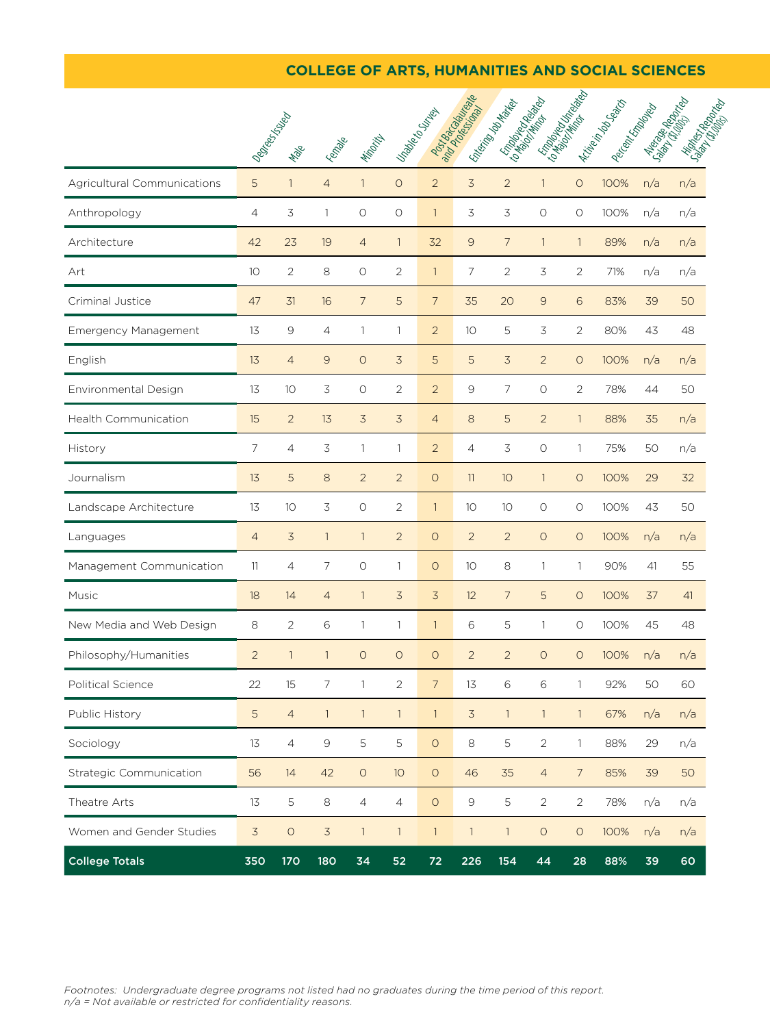## COLLEGE OF ARTS, HUMANITIES AND SOCIAL SCIENCES

| | Degrees Issued | Male | Female | Minority | Unable to Survey | Post Baccalaureate and Professional | Entering Job Market | Employed Related to Major/Minor | Employed Unrelated to Major/Minor | Active in Job Search | Percent Employed | Average Reported Salary ($1,000s) | Highest Reported Salary ($1,000s) |
|---|---|---|---|---|---|---|---|---|---|---|---|---|---|
| Agricultural Communications | 5 | 1 | 4 | 1 | 0 | 2 | 3 | 2 | 1 | 0 | 100% | n/a | n/a |
| Anthropology | 4 | 3 | 1 | 0 | 0 | 1 | 3 | 3 | 0 | 0 | 100% | n/a | n/a |
| Architecture | 42 | 23 | 19 | 4 | 1 | 32 | 9 | 7 | 1 | 1 | 89% | n/a | n/a |
| Art | 10 | 2 | 8 | 0 | 2 | 1 | 7 | 2 | 3 | 2 | 71% | n/a | n/a |
| Criminal Justice | 47 | 31 | 16 | 7 | 5 | 7 | 35 | 20 | 9 | 6 | 83% | 39 | 50 |
| Emergency Management | 13 | 9 | 4 | 1 | 1 | 2 | 10 | 5 | 3 | 2 | 80% | 43 | 48 |
| English | 13 | 4 | 9 | 0 | 3 | 5 | 5 | 3 | 2 | 0 | 100% | n/a | n/a |
| Environmental Design | 13 | 10 | 3 | 0 | 2 | 2 | 9 | 7 | 0 | 2 | 78% | 44 | 50 |
| Health Communication | 15 | 2 | 13 | 3 | 3 | 4 | 8 | 5 | 2 | 1 | 88% | 35 | n/a |
| History | 7 | 4 | 3 | 1 | 1 | 2 | 4 | 3 | 0 | 1 | 75% | 50 | n/a |
| Journalism | 13 | 5 | 8 | 2 | 2 | 0 | 11 | 10 | 1 | 0 | 100% | 29 | 32 |
| Landscape Architecture | 13 | 10 | 3 | 0 | 2 | 1 | 10 | 10 | 0 | 0 | 100% | 43 | 50 |
| Languages | 4 | 3 | 1 | 1 | 2 | 0 | 2 | 2 | 0 | 0 | 100% | n/a | n/a |
| Management Communication | 11 | 4 | 7 | 0 | 1 | 0 | 10 | 8 | 1 | 1 | 90% | 41 | 55 |
| Music | 18 | 14 | 4 | 1 | 3 | 3 | 12 | 7 | 5 | 0 | 100% | 37 | 41 |
| New Media and Web Design | 8 | 2 | 6 | 1 | 1 | 1 | 6 | 5 | 1 | 0 | 100% | 45 | 48 |
| Philosophy/Humanities | 2 | 1 | 1 | 0 | 0 | 0 | 2 | 2 | 0 | 0 | 100% | n/a | n/a |
| Political Science | 22 | 15 | 7 | 1 | 2 | 7 | 13 | 6 | 6 | 1 | 92% | 50 | 60 |
| Public History | 5 | 4 | 1 | 1 | 1 | 1 | 3 | 1 | 1 | 1 | 67% | n/a | n/a |
| Sociology | 13 | 4 | 9 | 5 | 5 | 0 | 8 | 5 | 2 | 1 | 88% | 29 | n/a |
| Strategic Communication | 56 | 14 | 42 | 0 | 10 | 0 | 46 | 35 | 4 | 7 | 85% | 39 | 50 |
| Theatre Arts | 13 | 5 | 8 | 4 | 4 | 0 | 9 | 5 | 2 | 2 | 78% | n/a | n/a |
| Women and Gender Studies | 3 | 0 | 3 | 1 | 1 | 1 | 1 | 1 | 0 | 0 | 100% | n/a | n/a |
| **College Totals** | **350** | **170** | **180** | **34** | **52** | **72** | **226** | **154** | **44** | **28** | **88%** | **39** | **60** |

*Footnotes: Undergraduate degree programs not listed had no graduates during the time period of this report.*
*n/a = Not available or restricted for confidentiality reasons.*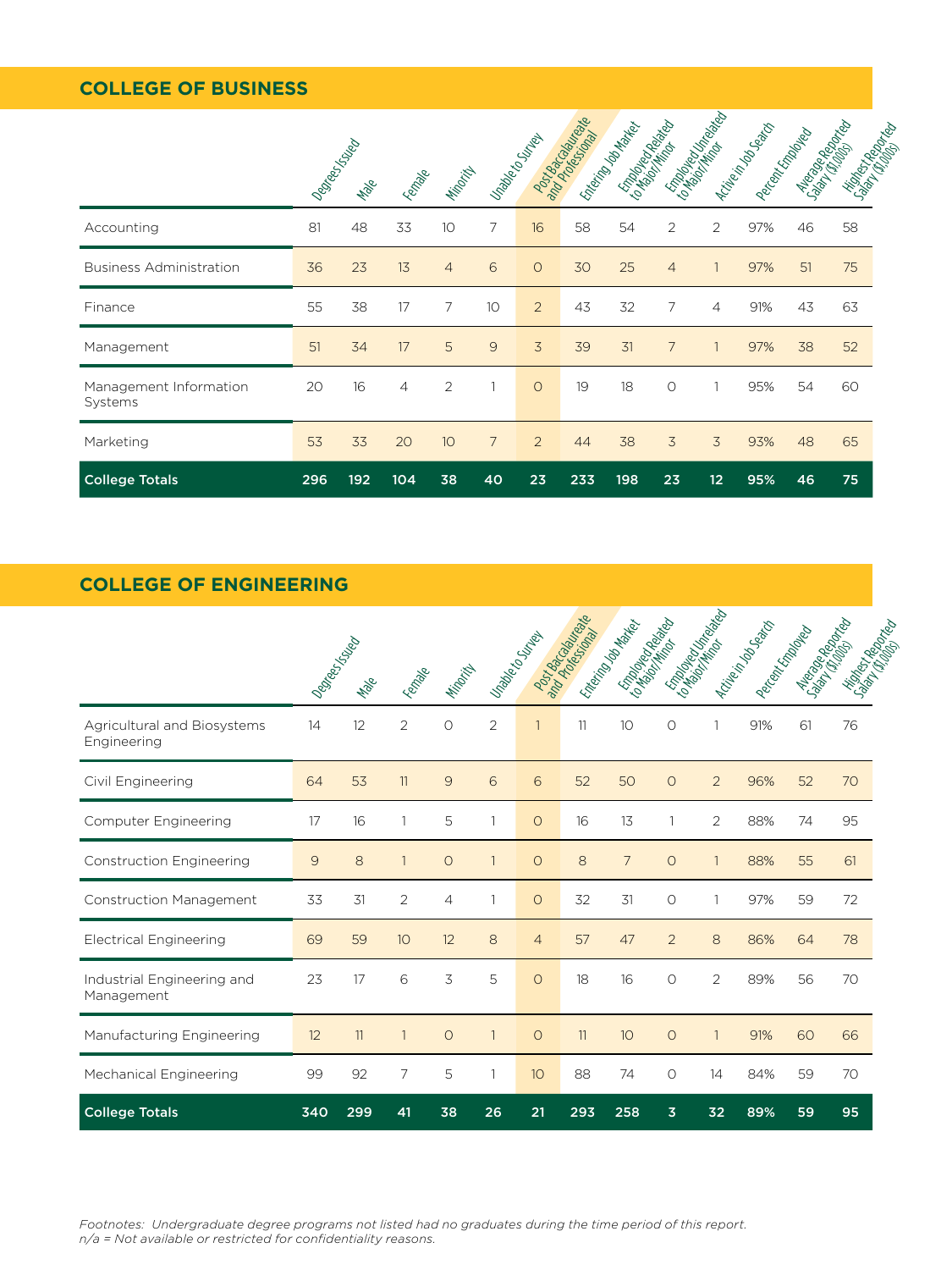## COLLEGE OF BUSINESS

| | Degrees Issued | Male | Female | Minority | Unable to Survey | Post Baccalaureate and Professional | Entering Job Market | Employed Related to Major/Minor | Employed Unrelated to Major/Minor | Active in Job Search | Percent Employed | Average Reported Salary ($1,000s) | Highest Reported Salary ($1,000s) |
|---|---|---|---|---|---|---|---|---|---|---|---|---|---|
| Accounting | 81 | 48 | 33 | 10 | 7 | 16 | 58 | 54 | 2 | 2 | 97% | 46 | 58 |
| Business Administration | 36 | 23 | 13 | 4 | 6 | 0 | 30 | 25 | 4 | 1 | 97% | 51 | 75 |
| Finance | 55 | 38 | 17 | 7 | 10 | 2 | 43 | 32 | 7 | 4 | 91% | 43 | 63 |
| Management | 51 | 34 | 17 | 5 | 9 | 3 | 39 | 31 | 7 | 1 | 97% | 38 | 52 |
| Management Information Systems | 20 | 16 | 4 | 2 | 1 | 0 | 19 | 18 | 0 | 1 | 95% | 54 | 60 |
| Marketing | 53 | 33 | 20 | 10 | 7 | 2 | 44 | 38 | 3 | 3 | 93% | 48 | 65 |
| **College Totals** | **296** | **192** | **104** | **38** | **40** | **23** | **233** | **198** | **23** | **12** | **95%** | **46** | **75** |

## COLLEGE OF ENGINEERING

| | Degrees Issued | Male | Female | Minority | Unable to Survey | Post Baccalaureate and Professional | Entering Job Market | Employed Related to Major/Minor | Employed Unrelated to Major/Minor | Active in Job Search | Percent Employed | Average Reported Salary ($1,000s) | Highest Reported Salary ($1,000s) |
|---|---|---|---|---|---|---|---|---|---|---|---|---|---|
| Agricultural and Biosystems Engineering | 14 | 12 | 2 | 0 | 2 | 1 | 11 | 10 | 0 | 1 | 91% | 61 | 76 |
| Civil Engineering | 64 | 53 | 11 | 9 | 6 | 6 | 52 | 50 | 0 | 2 | 96% | 52 | 70 |
| Computer Engineering | 17 | 16 | 1 | 5 | 1 | 0 | 16 | 13 | 1 | 2 | 88% | 74 | 95 |
| Construction Engineering | 9 | 8 | 1 | 0 | 1 | 0 | 8 | 7 | 0 | 1 | 88% | 55 | 61 |
| Construction Management | 33 | 31 | 2 | 4 | 1 | 0 | 32 | 31 | 0 | 1 | 97% | 59 | 72 |
| Electrical Engineering | 69 | 59 | 10 | 12 | 8 | 4 | 57 | 47 | 2 | 8 | 86% | 64 | 78 |
| Industrial Engineering and Management | 23 | 17 | 6 | 3 | 5 | 0 | 18 | 16 | 0 | 2 | 89% | 56 | 70 |
| Manufacturing Engineering | 12 | 11 | 1 | 0 | 1 | 0 | 11 | 10 | 0 | 1 | 91% | 60 | 66 |
| Mechanical Engineering | 99 | 92 | 7 | 5 | 1 | 10 | 88 | 74 | 0 | 14 | 84% | 59 | 70 |
| **College Totals** | **340** | **299** | **41** | **38** | **26** | **21** | **293** | **258** | **3** | **32** | **89%** | **59** | **95** |

*Footnotes: Undergraduate degree programs not listed had no graduates during the time period of this report.*
*n/a = Not available or restricted for confidentiality reasons.*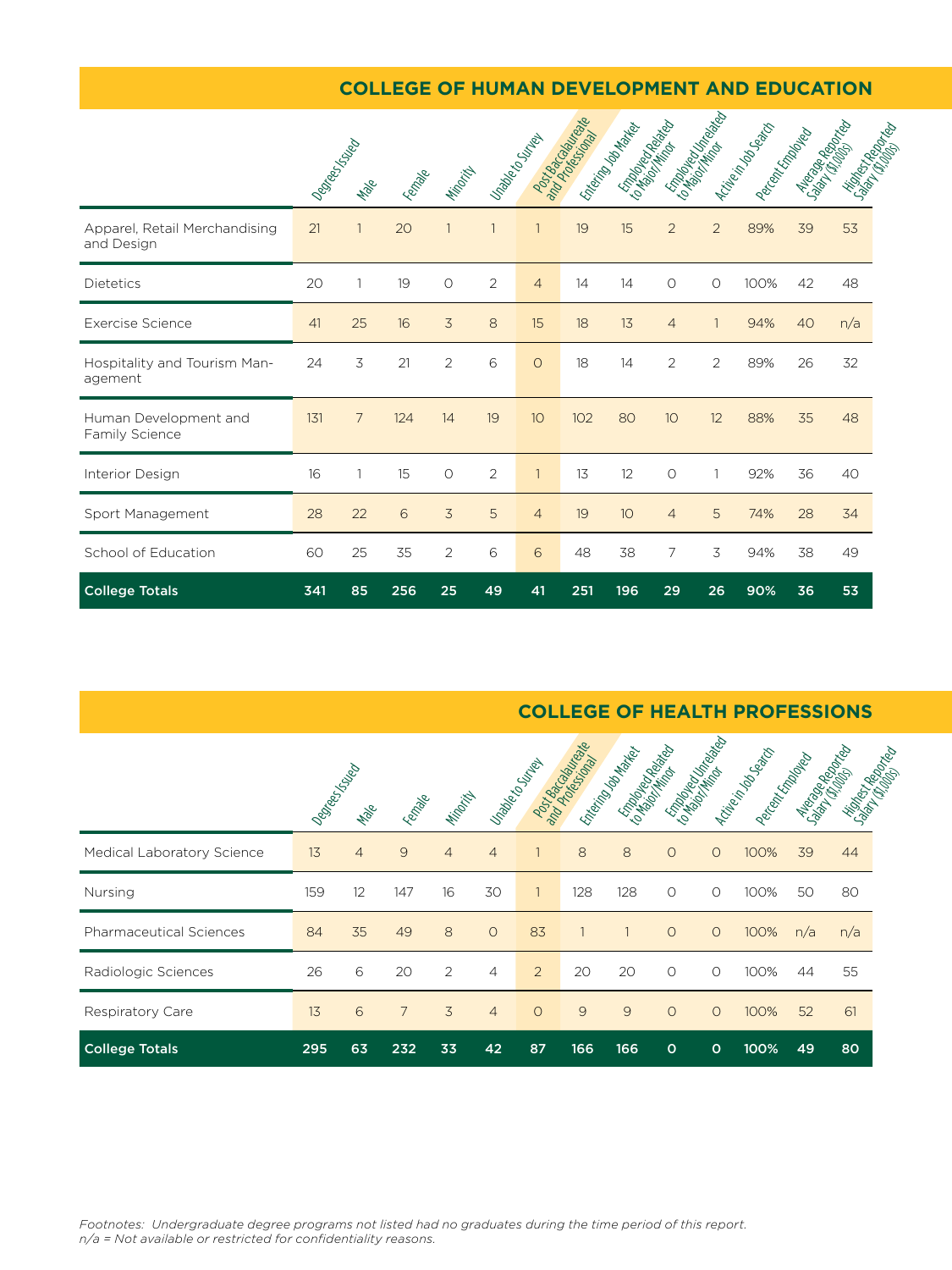## COLLEGE OF HUMAN DEVELOPMENT AND EDUCATION

| | Degrees Issued | Male | Female | Minority | Unable to Survey | Post Baccalaureate and Professional | Entering Job Market | Employed Related to Major/Minor | Employed Unrelated to Major/Minor | Active in Job Search | Percent Employed | Average Reported Salary ($1,000s) | Highest Reported Salary ($1,000s) |
|---|---|---|---|---|---|---|---|---|---|---|---|---|---|
| Apparel, Retail Merchandising and Design | 21 | 1 | 20 | 1 | 1 | 1 | 19 | 15 | 2 | 2 | 89% | 39 | 53 |
| Dietetics | 20 | 1 | 19 | 0 | 2 | 4 | 14 | 14 | 0 | 0 | 100% | 42 | 48 |
| Exercise Science | 41 | 25 | 16 | 3 | 8 | 15 | 18 | 13 | 4 | 1 | 94% | 40 | n/a |
| Hospitality and Tourism Management | 24 | 3 | 21 | 2 | 6 | 0 | 18 | 14 | 2 | 2 | 89% | 26 | 32 |
| Human Development and Family Science | 131 | 7 | 124 | 14 | 19 | 10 | 102 | 80 | 10 | 12 | 88% | 35 | 48 |
| Interior Design | 16 | 1 | 15 | 0 | 2 | 1 | 13 | 12 | 0 | 1 | 92% | 36 | 40 |
| Sport Management | 28 | 22 | 6 | 3 | 5 | 4 | 19 | 10 | 4 | 5 | 74% | 28 | 34 |
| School of Education | 60 | 25 | 35 | 2 | 6 | 6 | 48 | 38 | 7 | 3 | 94% | 38 | 49 |
| **College Totals** | **341** | **85** | **256** | **25** | **49** | **41** | **251** | **196** | **29** | **26** | **90%** | **36** | **53** |

## COLLEGE OF HEALTH PROFESSIONS

| | Degrees Issued | Male | Female | Minority | Unable to Survey | Post Baccalaureate and Professional | Entering Job Market | Employed Related to Major/Minor | Employed Unrelated to Major/Minor | Active in Job Search | Percent Employed | Average Reported Salary ($1,000s) | Highest Reported Salary ($1,000s) |
|---|---|---|---|---|---|---|---|---|---|---|---|---|---|
| Medical Laboratory Science | 13 | 4 | 9 | 4 | 4 | 1 | 8 | 8 | 0 | 0 | 100% | 39 | 44 |
| Nursing | 159 | 12 | 147 | 16 | 30 | 1 | 128 | 128 | 0 | 0 | 100% | 50 | 80 |
| Pharmaceutical Sciences | 84 | 35 | 49 | 8 | 0 | 83 | 1 | 1 | 0 | 0 | 100% | n/a | n/a |
| Radiologic Sciences | 26 | 6 | 20 | 2 | 4 | 2 | 20 | 20 | 0 | 0 | 100% | 44 | 55 |
| Respiratory Care | 13 | 6 | 7 | 3 | 4 | 0 | 9 | 9 | 0 | 0 | 100% | 52 | 61 |
| **College Totals** | **295** | **63** | **232** | **33** | **42** | **87** | **166** | **166** | **0** | **0** | **100%** | **49** | **80** |

*Footnotes: Undergraduate degree programs not listed had no graduates during the time period of this report.*
*n/a = Not available or restricted for confidentiality reasons.*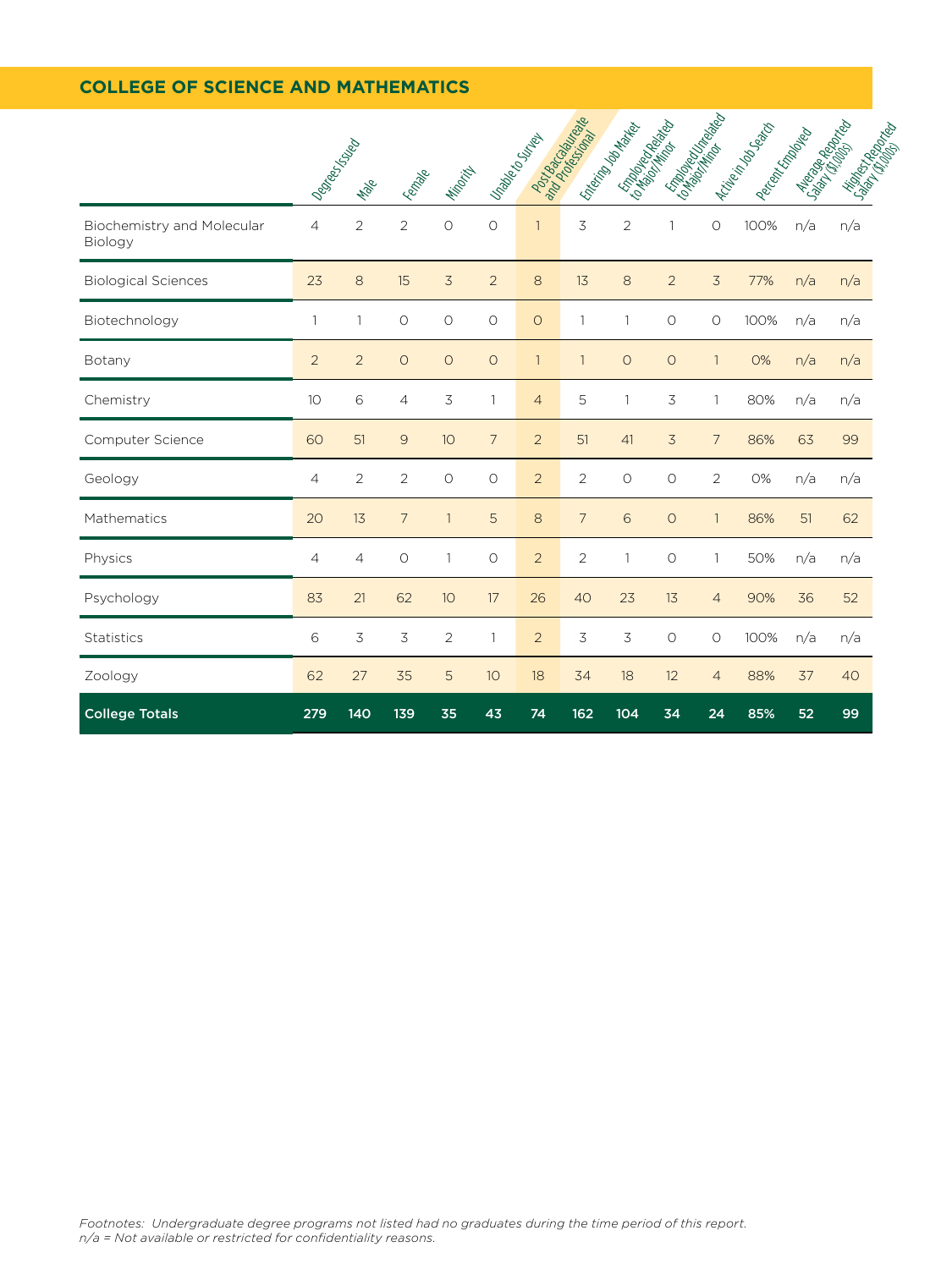## COLLEGE OF SCIENCE AND MATHEMATICS

| | Degrees Issued | Male | Female | Minority | Unable to Survey | Post Baccalaureate and Professional | Entering Job Market | Employed Related to Major/Minor | Employed Unrelated to Major/Minor | Active in Job Search | Percent Employed | Average Reported Salary ($1,000s) | Highest Reported Salary ($1,000s) |
|---|---|---|---|---|---|---|---|---|---|---|---|---|---|
| Biochemistry and Molecular Biology | 4 | 2 | 2 | 0 | 0 | 1 | 3 | 2 | 1 | 0 | 100% | n/a | n/a |
| Biological Sciences | 23 | 8 | 15 | 3 | 2 | 8 | 13 | 8 | 2 | 3 | 77% | n/a | n/a |
| Biotechnology | 1 | 1 | 0 | 0 | 0 | 0 | 1 | 1 | 0 | 0 | 100% | n/a | n/a |
| Botany | 2 | 2 | 0 | 0 | 0 | 1 | 1 | 0 | 0 | 1 | 0% | n/a | n/a |
| Chemistry | 10 | 6 | 4 | 3 | 1 | 4 | 5 | 1 | 3 | 1 | 80% | n/a | n/a |
| Computer Science | 60 | 51 | 9 | 10 | 7 | 2 | 51 | 41 | 3 | 7 | 86% | 63 | 99 |
| Geology | 4 | 2 | 2 | 0 | 0 | 2 | 2 | 0 | 0 | 2 | 0% | n/a | n/a |
| Mathematics | 20 | 13 | 7 | 1 | 5 | 8 | 7 | 6 | 0 | 1 | 86% | 51 | 62 |
| Physics | 4 | 4 | 0 | 1 | 0 | 2 | 2 | 1 | 0 | 1 | 50% | n/a | n/a |
| Psychology | 83 | 21 | 62 | 10 | 17 | 26 | 40 | 23 | 13 | 4 | 90% | 36 | 52 |
| Statistics | 6 | 3 | 3 | 2 | 1 | 2 | 3 | 3 | 0 | 0 | 100% | n/a | n/a |
| Zoology | 62 | 27 | 35 | 5 | 10 | 18 | 34 | 18 | 12 | 4 | 88% | 37 | 40 |
| **College Totals** | **279** | **140** | **139** | **35** | **43** | **74** | **162** | **104** | **34** | **24** | **85%** | **52** | **99** |

*Footnotes: Undergraduate degree programs not listed had no graduates during the time period of this report.*
*n/a = Not available or restricted for confidentiality reasons.*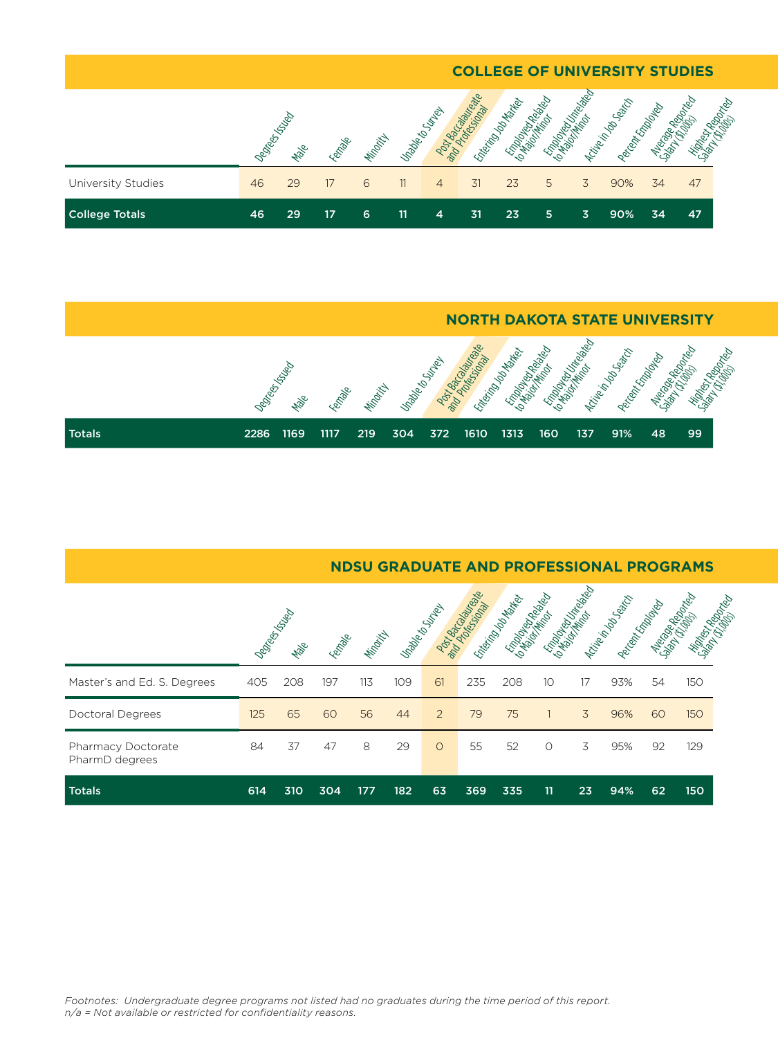## COLLEGE OF UNIVERSITY STUDIES

| | Degrees Issued | Male | Female | Minority | Unable to Survey | Post Baccalaureate and Professional | Entering Job Market | Employed Related to Major/Minor | Employed Unrelated to Major/Minor | Active in Job Search | Percent Employed | Average Reported Salary ($1,000s) | Highest Reported Salary ($1,000s) |
|---|---|---|---|---|---|---|---|---|---|---|---|---|---|
| University Studies | 46 | 29 | 17 | 6 | 11 | 4 | 31 | 23 | 5 | 3 | 90% | 34 | 47 |
| **College Totals** | **46** | **29** | **17** | **6** | **11** | **4** | **31** | **23** | **5** | **3** | **90%** | **34** | **47** |

## NORTH DAKOTA STATE UNIVERSITY

| | Degrees Issued | Male | Female | Minority | Unable to Survey | Post Baccalaureate and Professional | Entering Job Market | Employed Related to Major/Minor | Employed Unrelated to Major/Minor | Active in Job Search | Percent Employed | Average Reported Salary ($1,000s) | Highest Reported Salary ($1,000s) |
|---|---|---|---|---|---|---|---|---|---|---|---|---|---|
| **Totals** | **2286** | **1169** | **1117** | **219** | **304** | **372** | **1610** | **1313** | **160** | **137** | **91%** | **48** | **99** |

## NDSU GRADUATE AND PROFESSIONAL PROGRAMS

| | Degrees Issued | Male | Female | Minority | Unable to Survey | Post Baccalaureate and Professional | Entering Job Market | Employed Related to Major/Minor | Employed Unrelated to Major/Minor | Active in Job Search | Percent Employed | Average Reported Salary ($1,000s) | Highest Reported Salary ($1,000s) |
|---|---|---|---|---|---|---|---|---|---|---|---|---|---|
| Master's and Ed. S. Degrees | 405 | 208 | 197 | 113 | 109 | 61 | 235 | 208 | 10 | 17 | 93% | 54 | 150 |
| Doctoral Degrees | 125 | 65 | 60 | 56 | 44 | 2 | 79 | 75 | 1 | 3 | 96% | 60 | 150 |
| Pharmacy Doctorate PharmD degrees | 84 | 37 | 47 | 8 | 29 | 0 | 55 | 52 | 0 | 3 | 95% | 92 | 129 |
| **Totals** | **614** | **310** | **304** | **177** | **182** | **63** | **369** | **335** | **11** | **23** | **94%** | **62** | **150** |

*Footnotes: Undergraduate degree programs not listed had no graduates during the time period of this report.*
*n/a = Not available or restricted for confidentiality reasons.*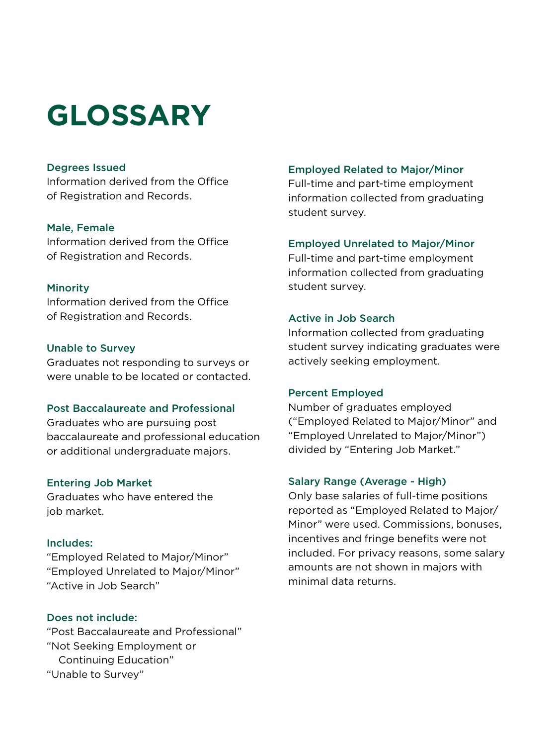# GLOSSARY

### Degrees Issued
Information derived from the Office of Registration and Records.

### Male, Female
Information derived from the Office of Registration and Records.

### Minority
Information derived from the Office of Registration and Records.

### Unable to Survey
Graduates not responding to surveys or were unable to be located or contacted.

### Post Baccalaureate and Professional
Graduates who are pursuing post baccalaureate and professional education or additional undergraduate majors.

### Entering Job Market
Graduates who have entered the job market.

### Includes:
"Employed Related to Major/Minor"
"Employed Unrelated to Major/Minor"
"Active in Job Search"

### Does not include:
"Post Baccalaureate and Professional"
"Not Seeking Employment or Continuing Education"
"Unable to Survey"

### Employed Related to Major/Minor
Full-time and part-time employment information collected from graduating student survey.

### Employed Unrelated to Major/Minor
Full-time and part-time employment information collected from graduating student survey.

### Active in Job Search
Information collected from graduating student survey indicating graduates were actively seeking employment.

### Percent Employed
Number of graduates employed ("Employed Related to Major/Minor" and "Employed Unrelated to Major/Minor") divided by "Entering Job Market."

### Salary Range (Average - High)
Only base salaries of full-time positions reported as "Employed Related to Major/Minor" were used. Commissions, bonuses, incentives and fringe benefits were not included. For privacy reasons, some salary amounts are not shown in majors with minimal data returns.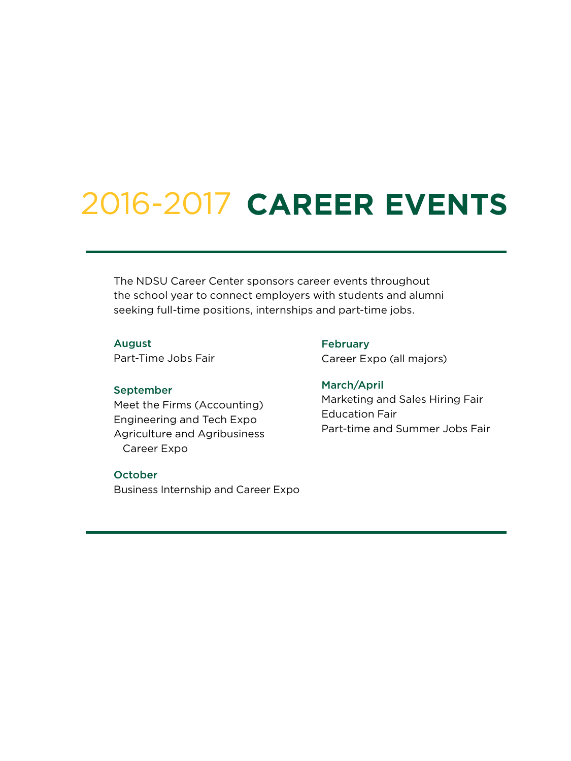# 2016-2017 CAREER EVENTS

The NDSU Career Center sponsors career events throughout the school year to connect employers with students and alumni seeking full-time positions, internships and part-time jobs.

**August**

Part-Time Jobs Fair

**September**

Meet the Firms (Accounting)
Engineering and Tech Expo
Agriculture and Agribusiness Career Expo

**October**

Business Internship and Career Expo

**February**

Career Expo (all majors)

**March/April**

Marketing and Sales Hiring Fair
Education Fair
Part-time and Summer Jobs Fair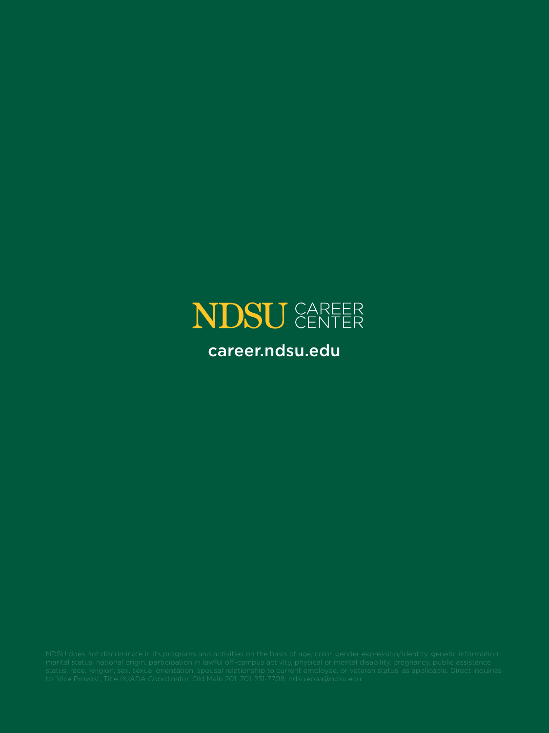NDSU CAREER CENTER

career.ndsu.edu

NDSU does not discriminate in its programs and activities on the basis of age, color, gender expression/identity, genetic information, marital status, national origin, participation in lawful off-campus activity, physical or mental disability, pregnancy, public assistance status, race, religion, sex, sexual orientation, spousal relationship to current employee, or veteran status, as applicable. Direct inquiries to: Vice Provost, Title IX/ADA Coordinator, Old Main 201, 701-231-7708, ndsu.eoaa@ndsu.edu.